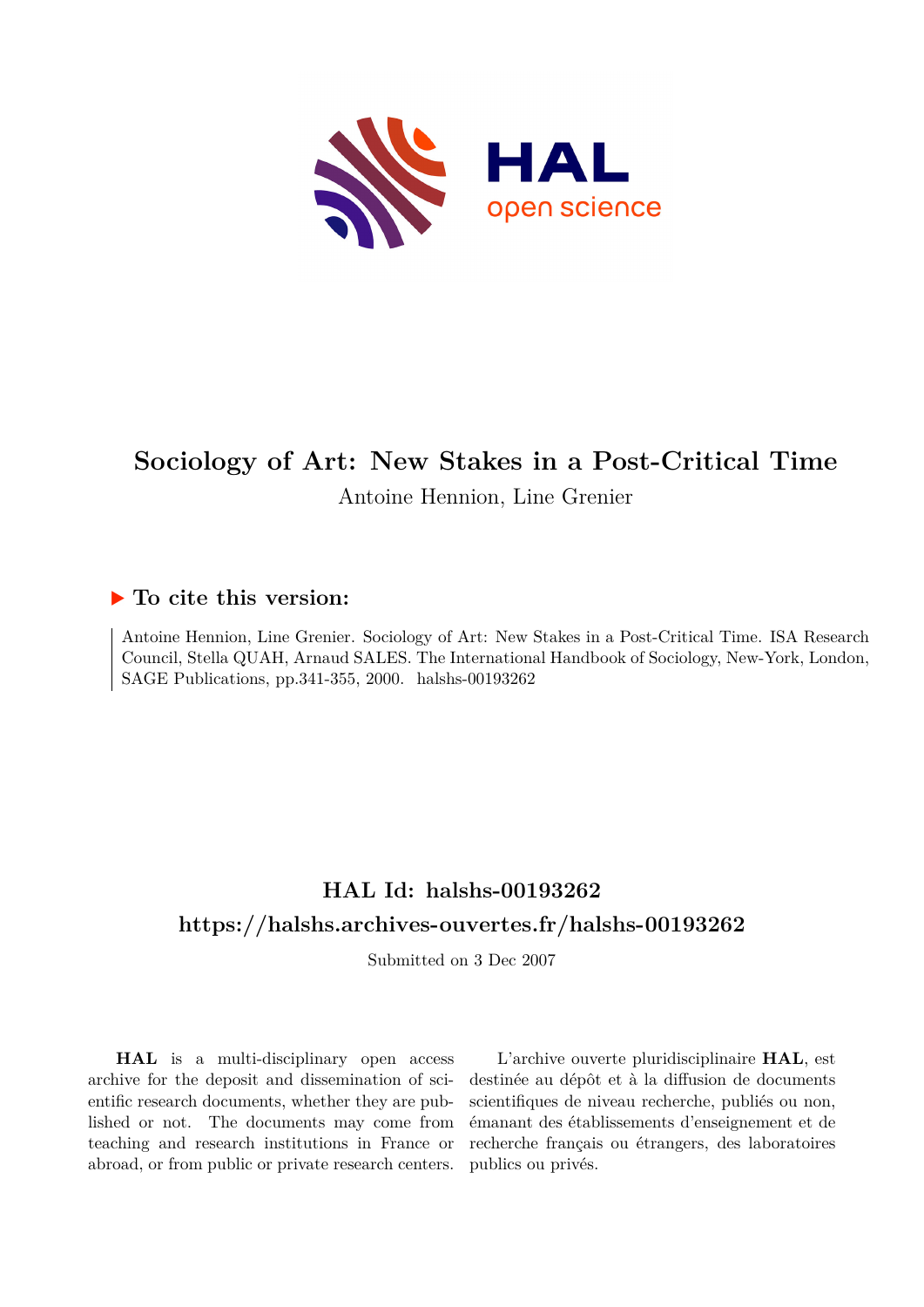# Sociology of Art: New Stakes in a Post-Critical Time

Antoine Hennion, Line Grenier

## ▶ To cite this version:

Antoine Hennion, Line Grenier. Sociology of Art: New Stakes in a Post-Critical Time. ISA Research Council, Stella QUAH, Arnaud SALES. The International Handbook of Sociology, New-York, London, SAGE Publications, pp.341-355, 2000. halshs-00193262

## HAL Id: halshs-00193262

## https://halshs.archives-ouvertes.fr/halshs-00193262

Submitted on 3 Dec 2007

**HAL** is a multi-disciplinary open access archive for the deposit and dissemination of scientific research documents, whether they are published or not. The documents may come from teaching and research institutions in France or abroad, or from public or private research centers.

L'archive ouverte pluridisciplinaire **HAL**, est destinée au dépôt et à la diffusion de documents scientifiques de niveau recherche, publiés ou non, émanant des établissements d'enseignement et de recherche français ou étrangers, des laboratoires publics ou privés.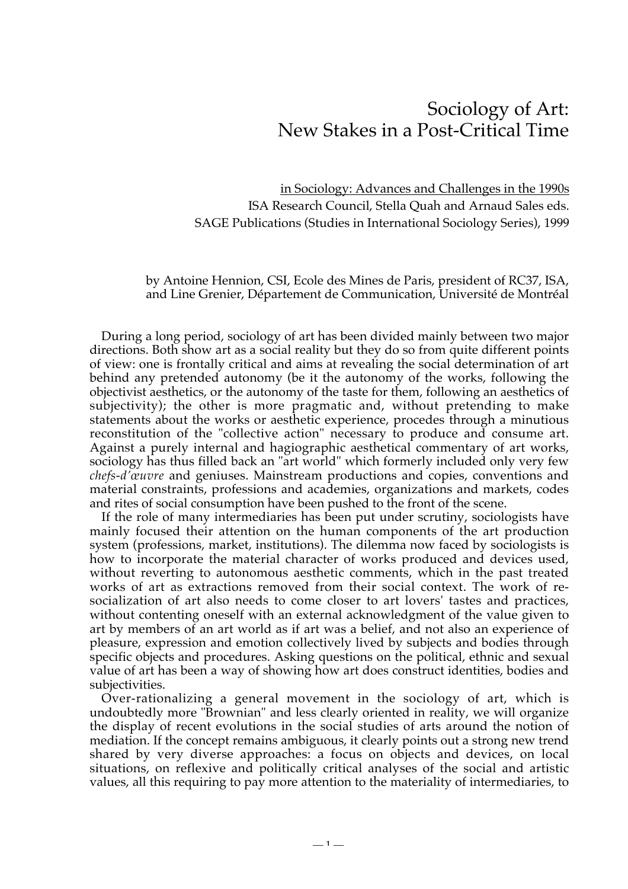# Sociology of Art: New Stakes in a Post-Critical Time

<u>in Sociology: Advances and Challenges in the 1990s</u>
ISA Research Council, Stella Quah and Arnaud Sales eds.
SAGE Publications (Studies in International Sociology Series), 1999

by Antoine Hennion, CSI, Ecole des Mines de Paris, president of RC37, ISA, and Line Grenier, Département de Communication, Université de Montréal

During a long period, sociology of art has been divided mainly between two major directions. Both show art as a social reality but they do so from quite different points of view: one is frontally critical and aims at revealing the social determination of art behind any pretended autonomy (be it the autonomy of the works, following the objectivist aesthetics, or the autonomy of the taste for them, following an aesthetics of subjectivity); the other is more pragmatic and, without pretending to make statements about the works or aesthetic experience, procedes through a minutious reconstitution of the "collective action" necessary to produce and consume art. Against a purely internal and hagiographic aesthetical commentary of art works, sociology has thus filled back an "art world" which formerly included only very few *chefs-d'œuvre* and geniuses. Mainstream productions and copies, conventions and material constraints, professions and academies, organizations and markets, codes and rites of social consumption have been pushed to the front of the scene.

If the role of many intermediaries has been put under scrutiny, sociologists have mainly focused their attention on the human components of the art production system (professions, market, institutions). The dilemma now faced by sociologists is how to incorporate the material character of works produced and devices used, without reverting to autonomous aesthetic comments, which in the past treated works of art as extractions removed from their social context. The work of re-socialization of art also needs to come closer to art lovers' tastes and practices, without contenting oneself with an external acknowledgment of the value given to art by members of an art world as if art was a belief, and not also an experience of pleasure, expression and emotion collectively lived by subjects and bodies through specific objects and procedures. Asking questions on the political, ethnic and sexual value of art has been a way of showing how art does construct identities, bodies and subjectivities.

Over-rationalizing a general movement in the sociology of art, which is undoubtedly more "Brownian" and less clearly oriented in reality, we will organize the display of recent evolutions in the social studies of arts around the notion of mediation. If the concept remains ambiguous, it clearly points out a strong new trend shared by very diverse approaches: a focus on objects and devices, on local situations, on reflexive and politically critical analyses of the social and artistic values, all this requiring to pay more attention to the materiality of intermediaries, to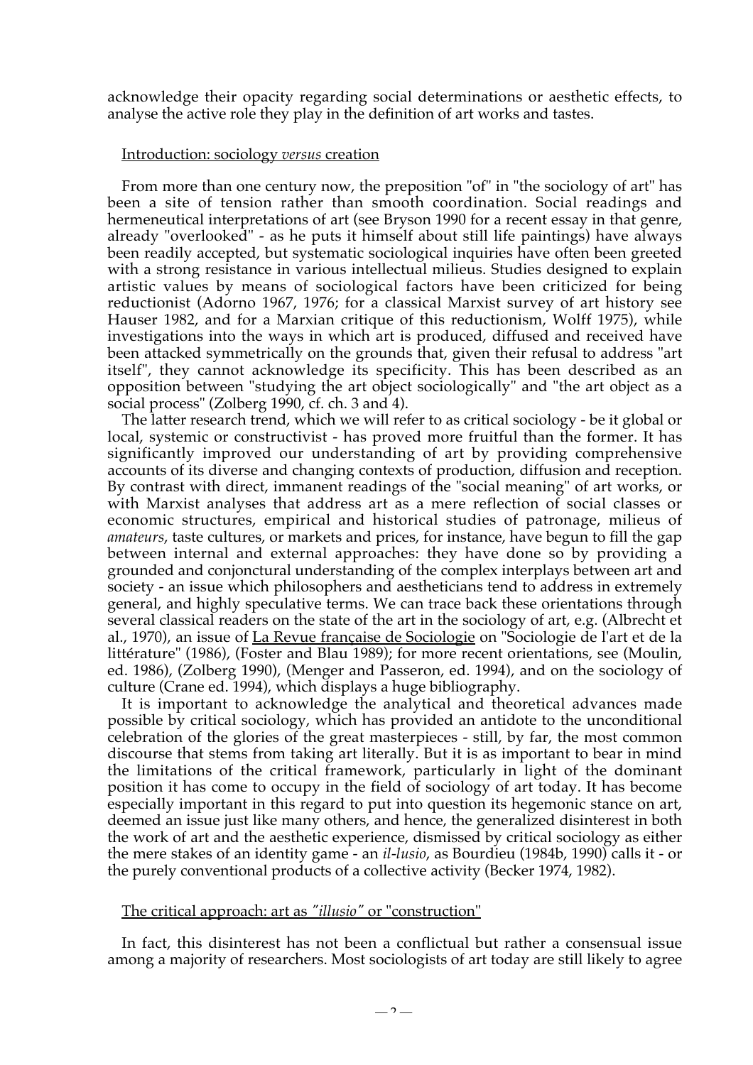acknowledge their opacity regarding social determinations or aesthetic effects, to analyse the active role they play in the definition of art works and tastes.

## Introduction: sociology *versus* creation

From more than one century now, the preposition "of" in "the sociology of art" has been a site of tension rather than smooth coordination. Social readings and hermeneutical interpretations of art (see Bryson 1990 for a recent essay in that genre, already "overlooked" - as he puts it himself about still life paintings) have always been readily accepted, but systematic sociological inquiries have often been greeted with a strong resistance in various intellectual milieus. Studies designed to explain artistic values by means of sociological factors have been criticized for being reductionist (Adorno 1967, 1976; for a classical Marxist survey of art history see Hauser 1982, and for a Marxian critique of this reductionism, Wolff 1975), while investigations into the ways in which art is produced, diffused and received have been attacked symmetrically on the grounds that, given their refusal to address "art itself", they cannot acknowledge its specificity. This has been described as an opposition between "studying the art object sociologically" and "the art object as a social process" (Zolberg 1990, cf. ch. 3 and 4).

The latter research trend, which we will refer to as critical sociology - be it global or local, systemic or constructivist - has proved more fruitful than the former. It has significantly improved our understanding of art by providing comprehensive accounts of its diverse and changing contexts of production, diffusion and reception. By contrast with direct, immanent readings of the "social meaning" of art works, or with Marxist analyses that address art as a mere reflection of social classes or economic structures, empirical and historical studies of patronage, milieus of *amateurs*, taste cultures, or markets and prices, for instance, have begun to fill the gap between internal and external approaches: they have done so by providing a grounded and conjonctural understanding of the complex interplays between art and society - an issue which philosophers and aestheticians tend to address in extremely general, and highly speculative terms. We can trace back these orientations through several classical readers on the state of the art in the sociology of art, e.g. (Albrecht et al., 1970), an issue of La Revue française de Sociologie on "Sociologie de l'art et de la littérature" (1986), (Foster and Blau 1989); for more recent orientations, see (Moulin, ed. 1986), (Zolberg 1990), (Menger and Passeron, ed. 1994), and on the sociology of culture (Crane ed. 1994), which displays a huge bibliography.

It is important to acknowledge the analytical and theoretical advances made possible by critical sociology, which has provided an antidote to the unconditional celebration of the glories of the great masterpieces - still, by far, the most common discourse that stems from taking art literally. But it is as important to bear in mind the limitations of the critical framework, particularly in light of the dominant position it has come to occupy in the field of sociology of art today. It has become especially important in this regard to put into question its hegemonic stance on art, deemed an issue just like many others, and hence, the generalized disinterest in both the work of art and the aesthetic experience, dismissed by critical sociology as either the mere stakes of an identity game - an *il-lusio*, as Bourdieu (1984b, 1990) calls it - or the purely conventional products of a collective activity (Becker 1974, 1982).

## The critical approach: art as *"illusio"* or "construction"

In fact, this disinterest has not been a conflictual but rather a consensual issue among a majority of researchers. Most sociologists of art today are still likely to agree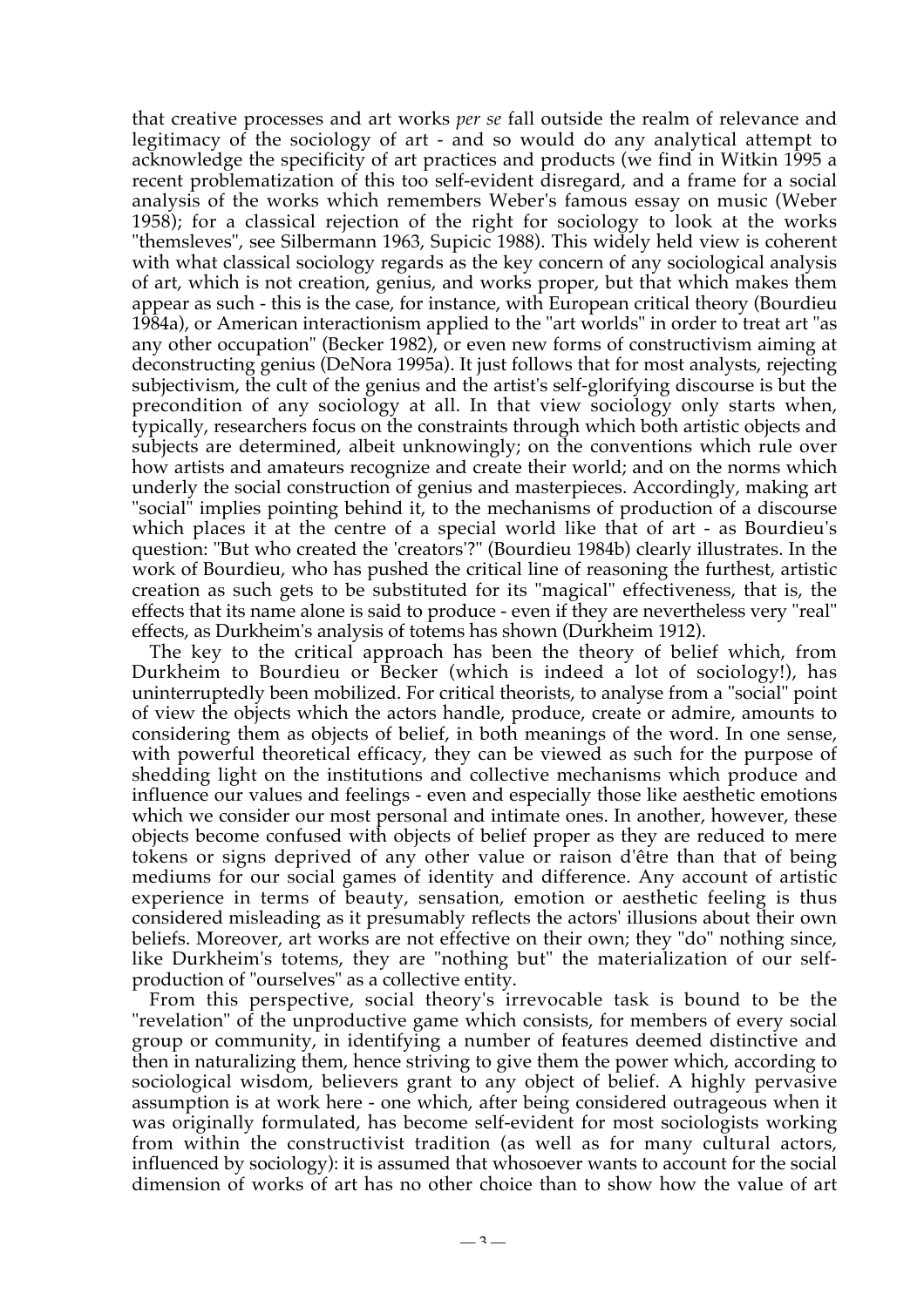that creative processes and art works *per se* fall outside the realm of relevance and legitimacy of the sociology of art - and so would do any analytical attempt to acknowledge the specificity of art practices and products (we find in Witkin 1995 a recent problematization of this too self-evident disregard, and a frame for a social analysis of the works which remembers Weber's famous essay on music (Weber 1958); for a classical rejection of the right for sociology to look at the works "themsleves", see Silbermann 1963, Supicic 1988). This widely held view is coherent with what classical sociology regards as the key concern of any sociological analysis of art, which is not creation, genius, and works proper, but that which makes them appear as such - this is the case, for instance, with European critical theory (Bourdieu 1984a), or American interactionism applied to the "art worlds" in order to treat art "as any other occupation" (Becker 1982), or even new forms of constructivism aiming at deconstructing genius (DeNora 1995a). It just follows that for most analysts, rejecting subjectivism, the cult of the genius and the artist's self-glorifying discourse is but the precondition of any sociology at all. In that view sociology only starts when, typically, researchers focus on the constraints through which both artistic objects and subjects are determined, albeit unknowingly; on the conventions which rule over how artists and amateurs recognize and create their world; and on the norms which underly the social construction of genius and masterpieces. Accordingly, making art "social" implies pointing behind it, to the mechanisms of production of a discourse which places it at the centre of a special world like that of art - as Bourdieu's question: "But who created the 'creators'?" (Bourdieu 1984b) clearly illustrates. In the work of Bourdieu, who has pushed the critical line of reasoning the furthest, artistic creation as such gets to be substituted for its "magical" effectiveness, that is, the effects that its name alone is said to produce - even if they are nevertheless very "real" effects, as Durkheim's analysis of totems has shown (Durkheim 1912).

The key to the critical approach has been the theory of belief which, from Durkheim to Bourdieu or Becker (which is indeed a lot of sociology!), has uninterruptedly been mobilized. For critical theorists, to analyse from a "social" point of view the objects which the actors handle, produce, create or admire, amounts to considering them as objects of belief, in both meanings of the word. In one sense, with powerful theoretical efficacy, they can be viewed as such for the purpose of shedding light on the institutions and collective mechanisms which produce and influence our values and feelings - even and especially those like aesthetic emotions which we consider our most personal and intimate ones. In another, however, these objects become confused with objects of belief proper as they are reduced to mere tokens or signs deprived of any other value or raison d'être than that of being mediums for our social games of identity and difference. Any account of artistic experience in terms of beauty, sensation, emotion or aesthetic feeling is thus considered misleading as it presumably reflects the actors' illusions about their own beliefs. Moreover, art works are not effective on their own; they "do" nothing since, like Durkheim's totems, they are "nothing but" the materialization of our self-production of "ourselves" as a collective entity.

From this perspective, social theory's irrevocable task is bound to be the "revelation" of the unproductive game which consists, for members of every social group or community, in identifying a number of features deemed distinctive and then in naturalizing them, hence striving to give them the power which, according to sociological wisdom, believers grant to any object of belief. A highly pervasive assumption is at work here - one which, after being considered outrageous when it was originally formulated, has become self-evident for most sociologists working from within the constructivist tradition (as well as for many cultural actors, influenced by sociology): it is assumed that whosoever wants to account for the social dimension of works of art has no other choice than to show how the value of art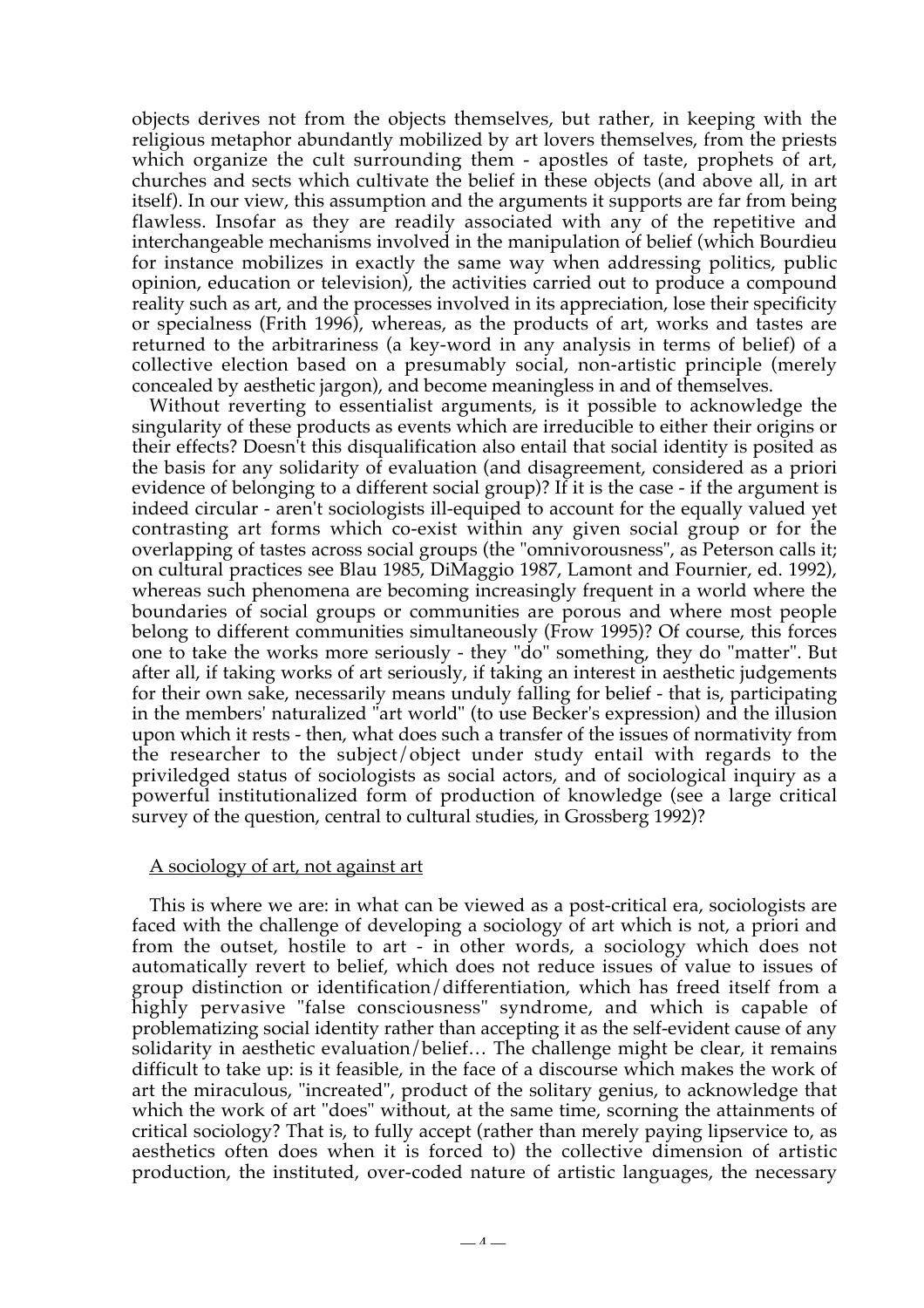objects derives not from the objects themselves, but rather, in keeping with the religious metaphor abundantly mobilized by art lovers themselves, from the priests which organize the cult surrounding them - apostles of taste, prophets of art, churches and sects which cultivate the belief in these objects (and above all, in art itself). In our view, this assumption and the arguments it supports are far from being flawless. Insofar as they are readily associated with any of the repetitive and interchangeable mechanisms involved in the manipulation of belief (which Bourdieu for instance mobilizes in exactly the same way when addressing politics, public opinion, education or television), the activities carried out to produce a compound reality such as art, and the processes involved in its appreciation, lose their specificity or specialness (Frith 1996), whereas, as the products of art, works and tastes are returned to the arbitrariness (a key-word in any analysis in terms of belief) of a collective election based on a presumably social, non-artistic principle (merely concealed by aesthetic jargon), and become meaningless in and of themselves.

Without reverting to essentialist arguments, is it possible to acknowledge the singularity of these products as events which are irreducible to either their origins or their effects? Doesn't this disqualification also entail that social identity is posited as the basis for any solidarity of evaluation (and disagreement, considered as a priori evidence of belonging to a different social group)? If it is the case - if the argument is indeed circular - aren't sociologists ill-equiped to account for the equally valued yet contrasting art forms which co-exist within any given social group or for the overlapping of tastes across social groups (the "omnivorousness", as Peterson calls it; on cultural practices see Blau 1985, DiMaggio 1987, Lamont and Fournier, ed. 1992), whereas such phenomena are becoming increasingly frequent in a world where the boundaries of social groups or communities are porous and where most people belong to different communities simultaneously (Frow 1995)? Of course, this forces one to take the works more seriously - they "do" something, they do "matter". But after all, if taking works of art seriously, if taking an interest in aesthetic judgements for their own sake, necessarily means unduly falling for belief - that is, participating in the members' naturalized "art world" (to use Becker's expression) and the illusion upon which it rests - then, what does such a transfer of the issues of normativity from the researcher to the subject/object under study entail with regards to the priviledged status of sociologists as social actors, and of sociological inquiry as a powerful institutionalized form of production of knowledge (see a large critical survey of the question, central to cultural studies, in Grossberg 1992)?

## A sociology of art, not against art

This is where we are: in what can be viewed as a post-critical era, sociologists are faced with the challenge of developing a sociology of art which is not, a priori and from the outset, hostile to art - in other words, a sociology which does not automatically revert to belief, which does not reduce issues of value to issues of group distinction or identification/differentiation, which has freed itself from a highly pervasive "false consciousness" syndrome, and which is capable of problematizing social identity rather than accepting it as the self-evident cause of any solidarity in aesthetic evaluation/belief… The challenge might be clear, it remains difficult to take up: is it feasible, in the face of a discourse which makes the work of art the miraculous, "increated", product of the solitary genius, to acknowledge that which the work of art "does" without, at the same time, scorning the attainments of critical sociology? That is, to fully accept (rather than merely paying lipservice to, as aesthetics often does when it is forced to) the collective dimension of artistic production, the instituted, over-coded nature of artistic languages, the necessary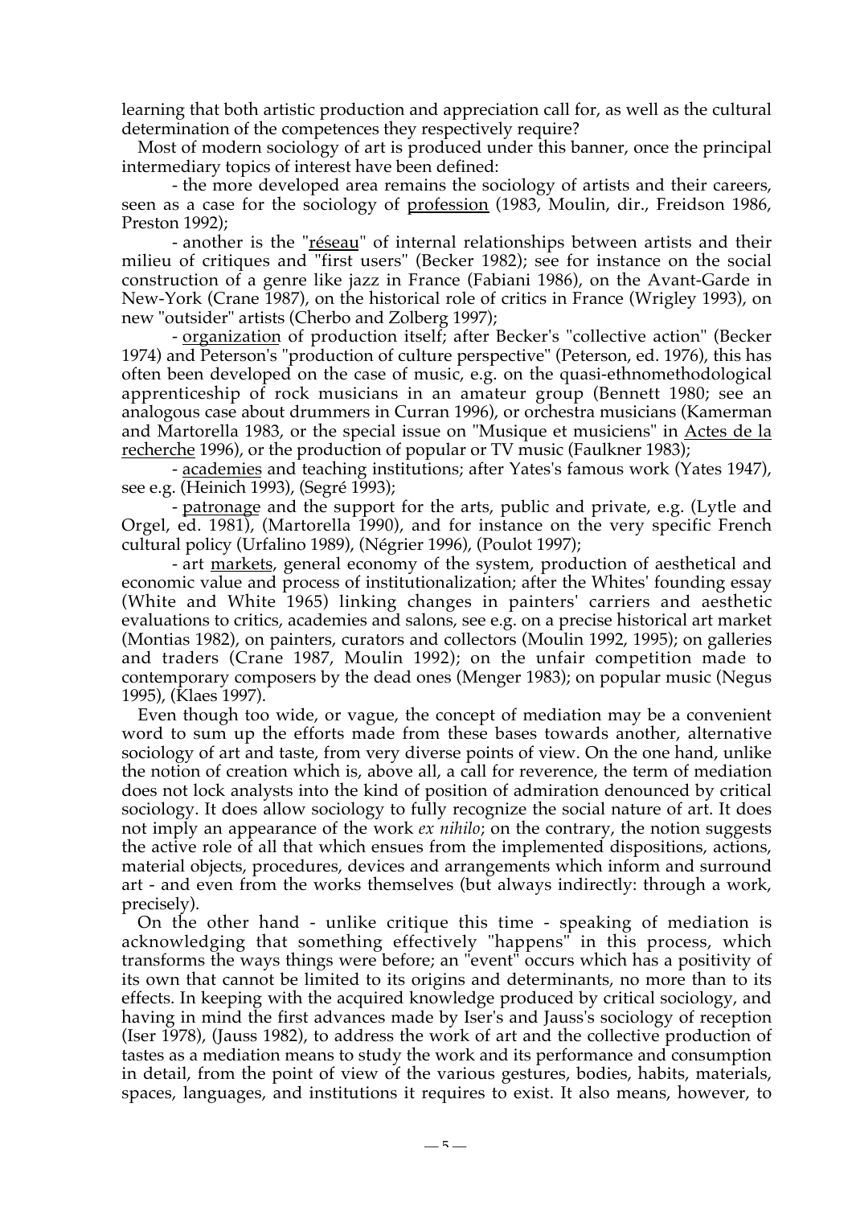learning that both artistic production and appreciation call for, as well as the cultural determination of the competences they respectively require?

Most of modern sociology of art is produced under this banner, once the principal intermediary topics of interest have been defined:

- the more developed area remains the sociology of artists and their careers, seen as a case for the sociology of profession (1983, Moulin, dir., Freidson 1986, Preston 1992);

- another is the "réseau" of internal relationships between artists and their milieu of critiques and "first users" (Becker 1982); see for instance on the social construction of a genre like jazz in France (Fabiani 1986), on the Avant-Garde in New-York (Crane 1987), on the historical role of critics in France (Wrigley 1993), on new "outsider" artists (Cherbo and Zolberg 1997);

- organization of production itself; after Becker's "collective action" (Becker 1974) and Peterson's "production of culture perspective" (Peterson, ed. 1976), this has often been developed on the case of music, e.g. on the quasi-ethnomethodological apprenticeship of rock musicians in an amateur group (Bennett 1980; see an analogous case about drummers in Curran 1996), or orchestra musicians (Kamerman and Martorella 1983, or the special issue on "Musique et musiciens" in Actes de la recherche 1996), or the production of popular or TV music (Faulkner 1983);

- academies and teaching institutions; after Yates's famous work (Yates 1947), see e.g. (Heinich 1993), (Segré 1993);

- patronage and the support for the arts, public and private, e.g. (Lytle and Orgel, ed. 1981), (Martorella 1990), and for instance on the very specific French cultural policy (Urfalino 1989), (Négrier 1996), (Poulot 1997);

- art markets, general economy of the system, production of aesthetical and economic value and process of institutionalization; after the Whites' founding essay (White and White 1965) linking changes in painters' carriers and aesthetic evaluations to critics, academies and salons, see e.g. on a precise historical art market (Montias 1982), on painters, curators and collectors (Moulin 1992, 1995); on galleries and traders (Crane 1987, Moulin 1992); on the unfair competition made to contemporary composers by the dead ones (Menger 1983); on popular music (Negus 1995), (Klaes 1997).

Even though too wide, or vague, the concept of mediation may be a convenient word to sum up the efforts made from these bases towards another, alternative sociology of art and taste, from very diverse points of view. On the one hand, unlike the notion of creation which is, above all, a call for reverence, the term of mediation does not lock analysts into the kind of position of admiration denounced by critical sociology. It does allow sociology to fully recognize the social nature of art. It does not imply an appearance of the work *ex nihilo*; on the contrary, the notion suggests the active role of all that which ensues from the implemented dispositions, actions, material objects, procedures, devices and arrangements which inform and surround art - and even from the works themselves (but always indirectly: through a work, precisely).

On the other hand - unlike critique this time - speaking of mediation is acknowledging that something effectively "happens" in this process, which transforms the ways things were before; an "event" occurs which has a positivity of its own that cannot be limited to its origins and determinants, no more than to its effects. In keeping with the acquired knowledge produced by critical sociology, and having in mind the first advances made by Iser's and Jauss's sociology of reception (Iser 1978), (Jauss 1982), to address the work of art and the collective production of tastes as a mediation means to study the work and its performance and consumption in detail, from the point of view of the various gestures, bodies, habits, materials, spaces, languages, and institutions it requires to exist. It also means, however, to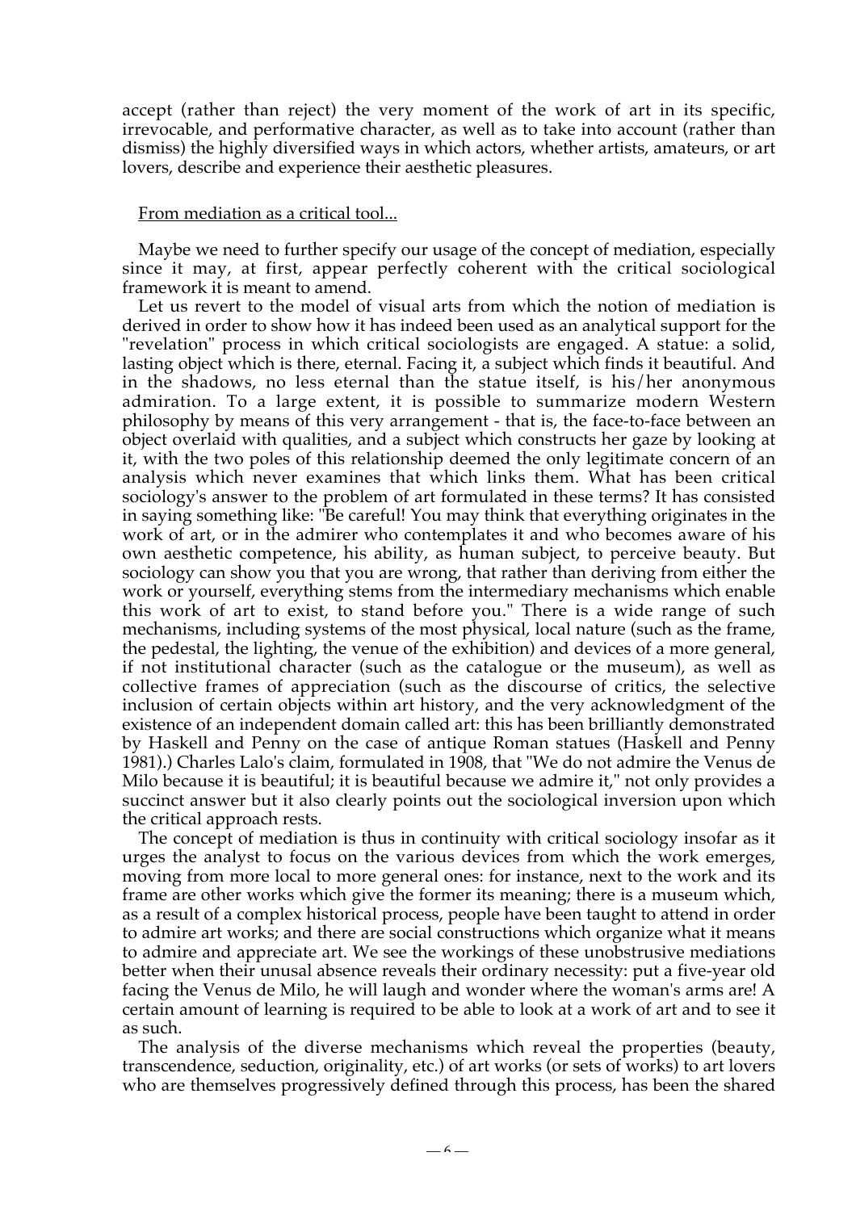accept (rather than reject) the very moment of the work of art in its specific, irrevocable, and performative character, as well as to take into account (rather than dismiss) the highly diversified ways in which actors, whether artists, amateurs, or art lovers, describe and experience their aesthetic pleasures.

## From mediation as a critical tool...

Maybe we need to further specify our usage of the concept of mediation, especially since it may, at first, appear perfectly coherent with the critical sociological framework it is meant to amend.

Let us revert to the model of visual arts from which the notion of mediation is derived in order to show how it has indeed been used as an analytical support for the "revelation" process in which critical sociologists are engaged. A statue: a solid, lasting object which is there, eternal. Facing it, a subject which finds it beautiful. And in the shadows, no less eternal than the statue itself, is his/her anonymous admiration. To a large extent, it is possible to summarize modern Western philosophy by means of this very arrangement - that is, the face-to-face between an object overlaid with qualities, and a subject which constructs her gaze by looking at it, with the two poles of this relationship deemed the only legitimate concern of an analysis which never examines that which links them. What has been critical sociology's answer to the problem of art formulated in these terms? It has consisted in saying something like: "Be careful! You may think that everything originates in the work of art, or in the admirer who contemplates it and who becomes aware of his own aesthetic competence, his ability, as human subject, to perceive beauty. But sociology can show you that you are wrong, that rather than deriving from either the work or yourself, everything stems from the intermediary mechanisms which enable this work of art to exist, to stand before you." There is a wide range of such mechanisms, including systems of the most physical, local nature (such as the frame, the pedestal, the lighting, the venue of the exhibition) and devices of a more general, if not institutional character (such as the catalogue or the museum), as well as collective frames of appreciation (such as the discourse of critics, the selective inclusion of certain objects within art history, and the very acknowledgment of the existence of an independent domain called art: this has been brilliantly demonstrated by Haskell and Penny on the case of antique Roman statues (Haskell and Penny 1981).) Charles Lalo's claim, formulated in 1908, that "We do not admire the Venus de Milo because it is beautiful; it is beautiful because we admire it," not only provides a succinct answer but it also clearly points out the sociological inversion upon which the critical approach rests.

The concept of mediation is thus in continuity with critical sociology insofar as it urges the analyst to focus on the various devices from which the work emerges, moving from more local to more general ones: for instance, next to the work and its frame are other works which give the former its meaning; there is a museum which, as a result of a complex historical process, people have been taught to attend in order to admire art works; and there are social constructions which organize what it means to admire and appreciate art. We see the workings of these unobstrusive mediations better when their unusal absence reveals their ordinary necessity: put a five-year old facing the Venus de Milo, he will laugh and wonder where the woman's arms are! A certain amount of learning is required to be able to look at a work of art and to see it as such.

The analysis of the diverse mechanisms which reveal the properties (beauty, transcendence, seduction, originality, etc.) of art works (or sets of works) to art lovers who are themselves progressively defined through this process, has been the shared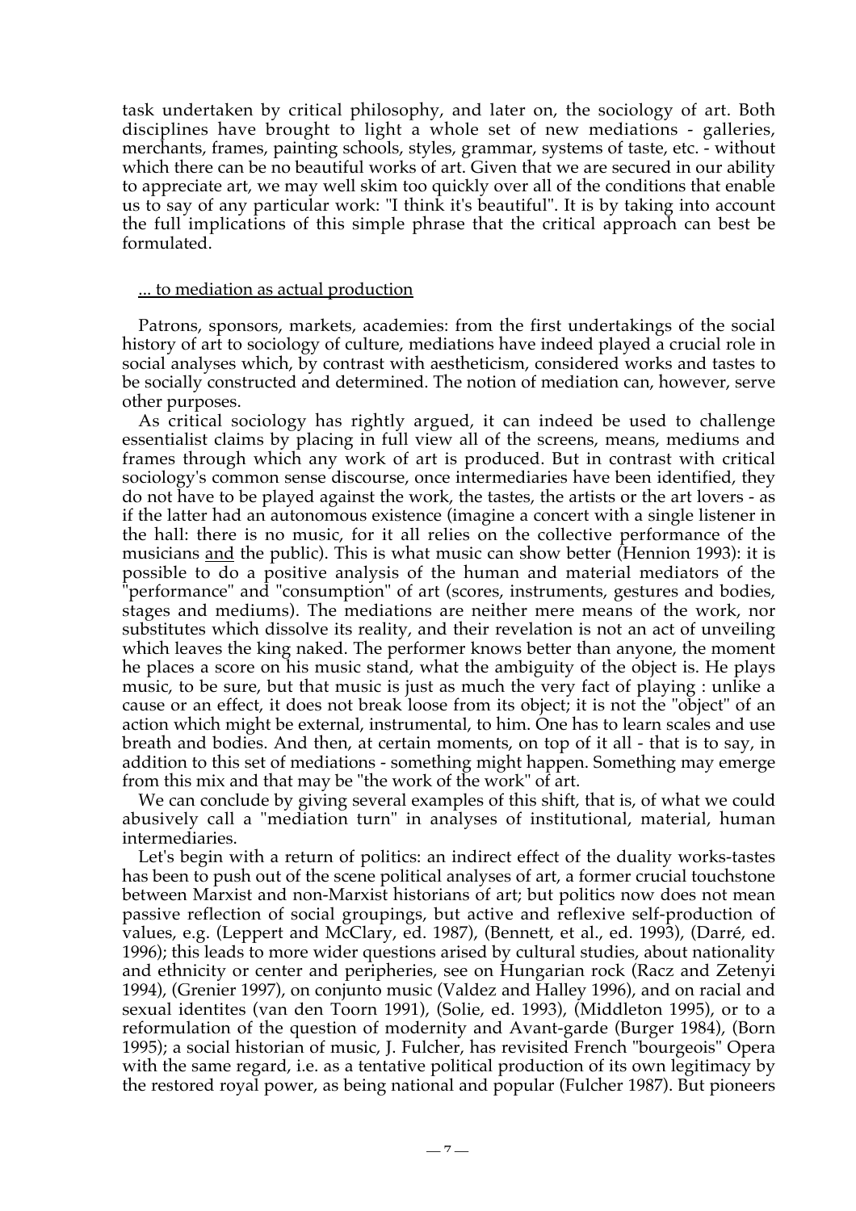task undertaken by critical philosophy, and later on, the sociology of art. Both disciplines have brought to light a whole set of new mediations - galleries, merchants, frames, painting schools, styles, grammar, systems of taste, etc. - without which there can be no beautiful works of art. Given that we are secured in our ability to appreciate art, we may well skim too quickly over all of the conditions that enable us to say of any particular work: "I think it's beautiful". It is by taking into account the full implications of this simple phrase that the critical approach can best be formulated.

<u>... to mediation as actual production</u>

Patrons, sponsors, markets, academies: from the first undertakings of the social history of art to sociology of culture, mediations have indeed played a crucial role in social analyses which, by contrast with aestheticism, considered works and tastes to be socially constructed and determined. The notion of mediation can, however, serve other purposes.

As critical sociology has rightly argued, it can indeed be used to challenge essentialist claims by placing in full view all of the screens, means, mediums and frames through which any work of art is produced. But in contrast with critical sociology's common sense discourse, once intermediaries have been identified, they do not have to be played against the work, the tastes, the artists or the art lovers - as if the latter had an autonomous existence (imagine a concert with a single listener in the hall: there is no music, for it all relies on the collective performance of the musicians <u>and</u> the public). This is what music can show better (Hennion 1993): it is possible to do a positive analysis of the human and material mediators of the "performance" and "consumption" of art (scores, instruments, gestures and bodies, stages and mediums). The mediations are neither mere means of the work, nor substitutes which dissolve its reality, and their revelation is not an act of unveiling which leaves the king naked. The performer knows better than anyone, the moment he places a score on his music stand, what the ambiguity of the object is. He plays music, to be sure, but that music is just as much the very fact of playing : unlike a cause or an effect, it does not break loose from its object; it is not the "object" of an action which might be external, instrumental, to him. One has to learn scales and use breath and bodies. And then, at certain moments, on top of it all - that is to say, in addition to this set of mediations - something might happen. Something may emerge from this mix and that may be "the work of the work" of art.

We can conclude by giving several examples of this shift, that is, of what we could abusively call a "mediation turn" in analyses of institutional, material, human intermediaries.

Let's begin with a return of politics: an indirect effect of the duality works-tastes has been to push out of the scene political analyses of art, a former crucial touchstone between Marxist and non-Marxist historians of art; but politics now does not mean passive reflection of social groupings, but active and reflexive self-production of values, e.g. (Leppert and McClary, ed. 1987), (Bennett, et al., ed. 1993), (Darré, ed. 1996); this leads to more wider questions arised by cultural studies, about nationality and ethnicity or center and peripheries, see on Hungarian rock (Racz and Zetenyi 1994), (Grenier 1997), on conjunto music (Valdez and Halley 1996), and on racial and sexual identites (van den Toorn 1991), (Solie, ed. 1993), (Middleton 1995), or to a reformulation of the question of modernity and Avant-garde (Burger 1984), (Born 1995); a social historian of music, J. Fulcher, has revisited French "bourgeois" Opera with the same regard, i.e. as a tentative political production of its own legitimacy by the restored royal power, as being national and popular (Fulcher 1987). But pioneers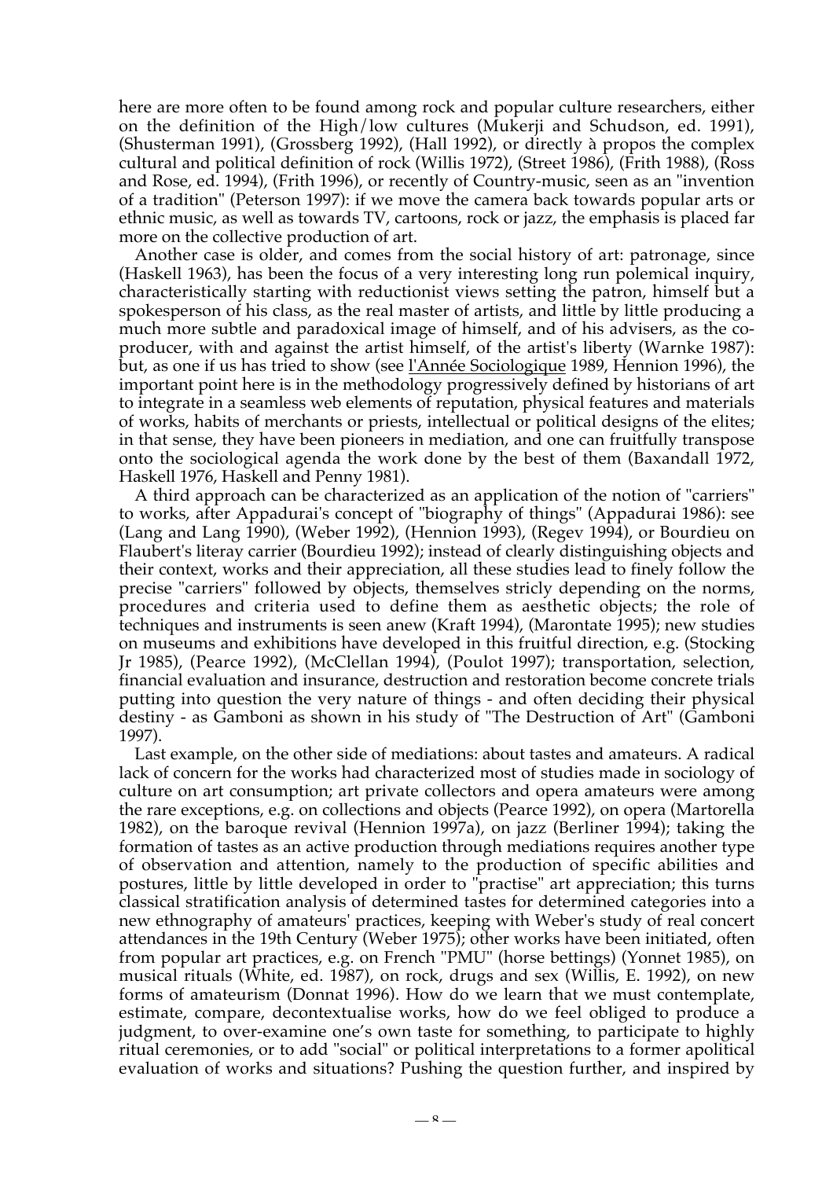here are more often to be found among rock and popular culture researchers, either on the definition of the High/low cultures (Mukerji and Schudson, ed. 1991), (Shusterman 1991), (Grossberg 1992), (Hall 1992), or directly à propos the complex cultural and political definition of rock (Willis 1972), (Street 1986), (Frith 1988), (Ross and Rose, ed. 1994), (Frith 1996), or recently of Country-music, seen as an "invention of a tradition" (Peterson 1997): if we move the camera back towards popular arts or ethnic music, as well as towards TV, cartoons, rock or jazz, the emphasis is placed far more on the collective production of art.

Another case is older, and comes from the social history of art: patronage, since (Haskell 1963), has been the focus of a very interesting long run polemical inquiry, characteristically starting with reductionist views setting the patron, himself but a spokesperson of his class, as the real master of artists, and little by little producing a much more subtle and paradoxical image of himself, and of his advisers, as the co-producer, with and against the artist himself, of the artist's liberty (Warnke 1987): but, as one if us has tried to show (see l'Année Sociologique 1989, Hennion 1996), the important point here is in the methodology progressively defined by historians of art to integrate in a seamless web elements of reputation, physical features and materials of works, habits of merchants or priests, intellectual or political designs of the elites; in that sense, they have been pioneers in mediation, and one can fruitfully transpose onto the sociological agenda the work done by the best of them (Baxandall 1972, Haskell 1976, Haskell and Penny 1981).

A third approach can be characterized as an application of the notion of "carriers" to works, after Appadurai's concept of "biography of things" (Appadurai 1986): see (Lang and Lang 1990), (Weber 1992), (Hennion 1993), (Regev 1994), or Bourdieu on Flaubert's literay carrier (Bourdieu 1992); instead of clearly distinguishing objects and their context, works and their appreciation, all these studies lead to finely follow the precise "carriers" followed by objects, themselves stricly depending on the norms, procedures and criteria used to define them as aesthetic objects; the role of techniques and instruments is seen anew (Kraft 1994), (Marontate 1995); new studies on museums and exhibitions have developed in this fruitful direction, e.g. (Stocking Jr 1985), (Pearce 1992), (McClellan 1994), (Poulot 1997); transportation, selection, financial evaluation and insurance, destruction and restoration become concrete trials putting into question the very nature of things - and often deciding their physical destiny - as Gamboni as shown in his study of "The Destruction of Art" (Gamboni 1997).

Last example, on the other side of mediations: about tastes and amateurs. A radical lack of concern for the works had characterized most of studies made in sociology of culture on art consumption; art private collectors and opera amateurs were among the rare exceptions, e.g. on collections and objects (Pearce 1992), on opera (Martorella 1982), on the baroque revival (Hennion 1997a), on jazz (Berliner 1994); taking the formation of tastes as an active production through mediations requires another type of observation and attention, namely to the production of specific abilities and postures, little by little developed in order to "practise" art appreciation; this turns classical stratification analysis of determined tastes for determined categories into a new ethnography of amateurs' practices, keeping with Weber's study of real concert attendances in the 19th Century (Weber 1975); other works have been initiated, often from popular art practices, e.g. on French "PMU" (horse bettings) (Yonnet 1985), on musical rituals (White, ed. 1987), on rock, drugs and sex (Willis, E. 1992), on new forms of amateurism (Donnat 1996). How do we learn that we must contemplate, estimate, compare, decontextualise works, how do we feel obliged to produce a judgment, to over-examine one's own taste for something, to participate to highly ritual ceremonies, or to add "social" or political interpretations to a former apolitical evaluation of works and situations? Pushing the question further, and inspired by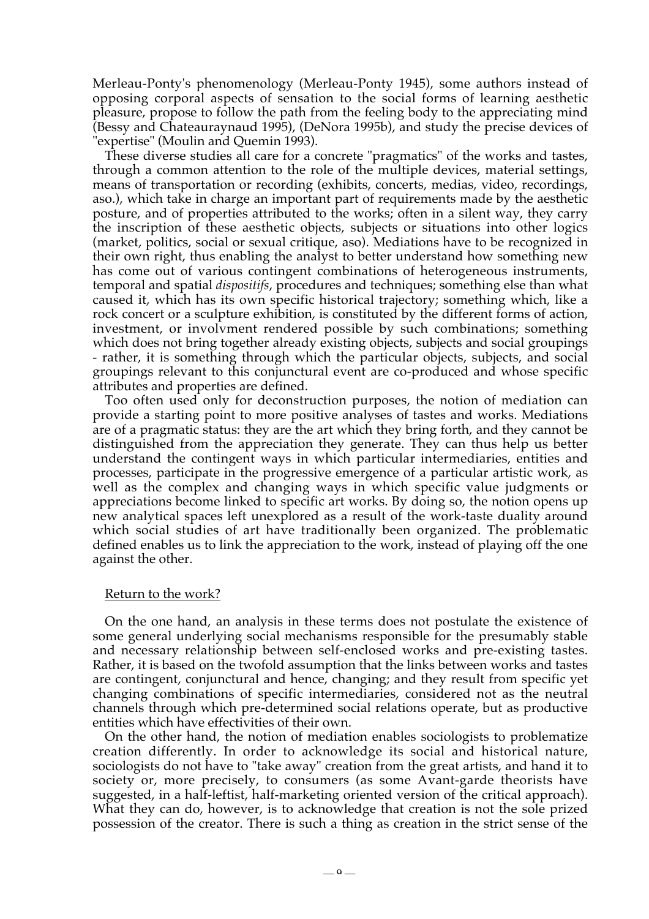Merleau-Ponty's phenomenology (Merleau-Ponty 1945), some authors instead of opposing corporal aspects of sensation to the social forms of learning aesthetic pleasure, propose to follow the path from the feeling body to the appreciating mind (Bessy and Chateauraynaud 1995), (DeNora 1995b), and study the precise devices of "expertise" (Moulin and Quemin 1993).

These diverse studies all care for a concrete "pragmatics" of the works and tastes, through a common attention to the role of the multiple devices, material settings, means of transportation or recording (exhibits, concerts, medias, video, recordings, aso.), which take in charge an important part of requirements made by the aesthetic posture, and of properties attributed to the works; often in a silent way, they carry the inscription of these aesthetic objects, subjects or situations into other logics (market, politics, social or sexual critique, aso). Mediations have to be recognized in their own right, thus enabling the analyst to better understand how something new has come out of various contingent combinations of heterogeneous instruments, temporal and spatial *dispositifs*, procedures and techniques; something else than what caused it, which has its own specific historical trajectory; something which, like a rock concert or a sculpture exhibition, is constituted by the different forms of action, investment, or involvment rendered possible by such combinations; something which does not bring together already existing objects, subjects and social groupings - rather, it is something through which the particular objects, subjects, and social groupings relevant to this conjunctural event are co-produced and whose specific attributes and properties are defined.

Too often used only for deconstruction purposes, the notion of mediation can provide a starting point to more positive analyses of tastes and works. Mediations are of a pragmatic status: they are the art which they bring forth, and they cannot be distinguished from the appreciation they generate. They can thus help us better understand the contingent ways in which particular intermediaries, entities and processes, participate in the progressive emergence of a particular artistic work, as well as the complex and changing ways in which specific value judgments or appreciations become linked to specific art works. By doing so, the notion opens up new analytical spaces left unexplored as a result of the work-taste duality around which social studies of art have traditionally been organized. The problematic defined enables us to link the appreciation to the work, instead of playing off the one against the other.

## Return to the work?

On the one hand, an analysis in these terms does not postulate the existence of some general underlying social mechanisms responsible for the presumably stable and necessary relationship between self-enclosed works and pre-existing tastes. Rather, it is based on the twofold assumption that the links between works and tastes are contingent, conjunctural and hence, changing; and they result from specific yet changing combinations of specific intermediaries, considered not as the neutral channels through which pre-determined social relations operate, but as productive entities which have effectivities of their own.

On the other hand, the notion of mediation enables sociologists to problematize creation differently. In order to acknowledge its social and historical nature, sociologists do not have to "take away" creation from the great artists, and hand it to society or, more precisely, to consumers (as some Avant-garde theorists have suggested, in a half-leftist, half-marketing oriented version of the critical approach). What they can do, however, is to acknowledge that creation is not the sole prized possession of the creator. There is such a thing as creation in the strict sense of the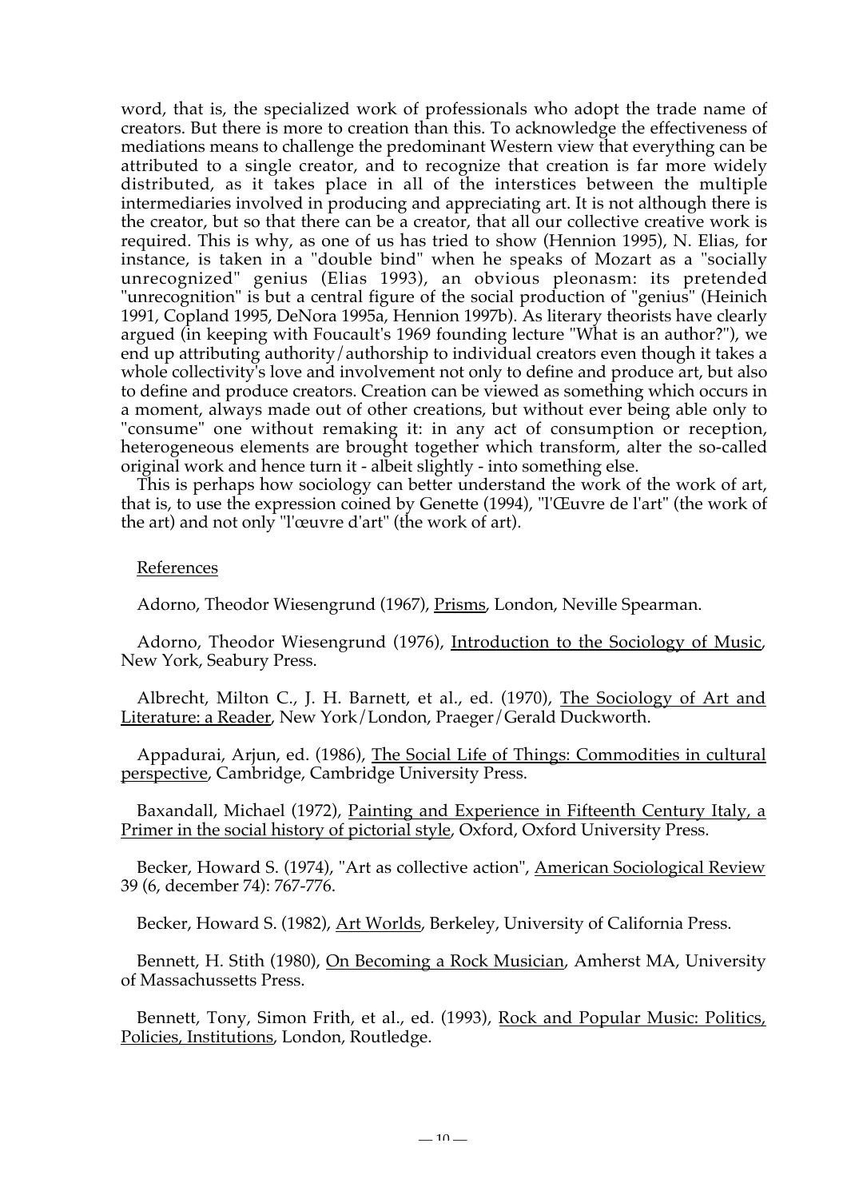word, that is, the specialized work of professionals who adopt the trade name of creators. But there is more to creation than this. To acknowledge the effectiveness of mediations means to challenge the predominant Western view that everything can be attributed to a single creator, and to recognize that creation is far more widely distributed, as it takes place in all of the interstices between the multiple intermediaries involved in producing and appreciating art. It is not although there is the creator, but so that there can be a creator, that all our collective creative work is required. This is why, as one of us has tried to show (Hennion 1995), N. Elias, for instance, is taken in a "double bind" when he speaks of Mozart as a "socially unrecognized" genius (Elias 1993), an obvious pleonasm: its pretended "unrecognition" is but a central figure of the social production of "genius" (Heinich 1991, Copland 1995, DeNora 1995a, Hennion 1997b). As literary theorists have clearly argued (in keeping with Foucault's 1969 founding lecture "What is an author?"), we end up attributing authority/authorship to individual creators even though it takes a whole collectivity's love and involvement not only to define and produce art, but also to define and produce creators. Creation can be viewed as something which occurs in a moment, always made out of other creations, but without ever being able only to "consume" one without remaking it: in any act of consumption or reception, heterogeneous elements are brought together which transform, alter the so-called original work and hence turn it - albeit slightly - into something else.

This is perhaps how sociology can better understand the work of the work of art, that is, to use the expression coined by Genette (1994), "l'Œuvre de l'art" (the work of the art) and not only "l'œuvre d'art" (the work of art).

References

Adorno, Theodor Wiesengrund (1967), Prisms, London, Neville Spearman.

Adorno, Theodor Wiesengrund (1976), Introduction to the Sociology of Music, New York, Seabury Press.

Albrecht, Milton C., J. H. Barnett, et al., ed. (1970), The Sociology of Art and Literature: a Reader, New York/London, Praeger/Gerald Duckworth.

Appadurai, Arjun, ed. (1986), The Social Life of Things: Commodities in cultural perspective, Cambridge, Cambridge University Press.

Baxandall, Michael (1972), Painting and Experience in Fifteenth Century Italy, a Primer in the social history of pictorial style, Oxford, Oxford University Press.

Becker, Howard S. (1974), "Art as collective action", American Sociological Review 39 (6, december 74): 767-776.

Becker, Howard S. (1982), Art Worlds, Berkeley, University of California Press.

Bennett, H. Stith (1980), On Becoming a Rock Musician, Amherst MA, University of Massachussetts Press.

Bennett, Tony, Simon Frith, et al., ed. (1993), Rock and Popular Music: Politics, Policies, Institutions, London, Routledge.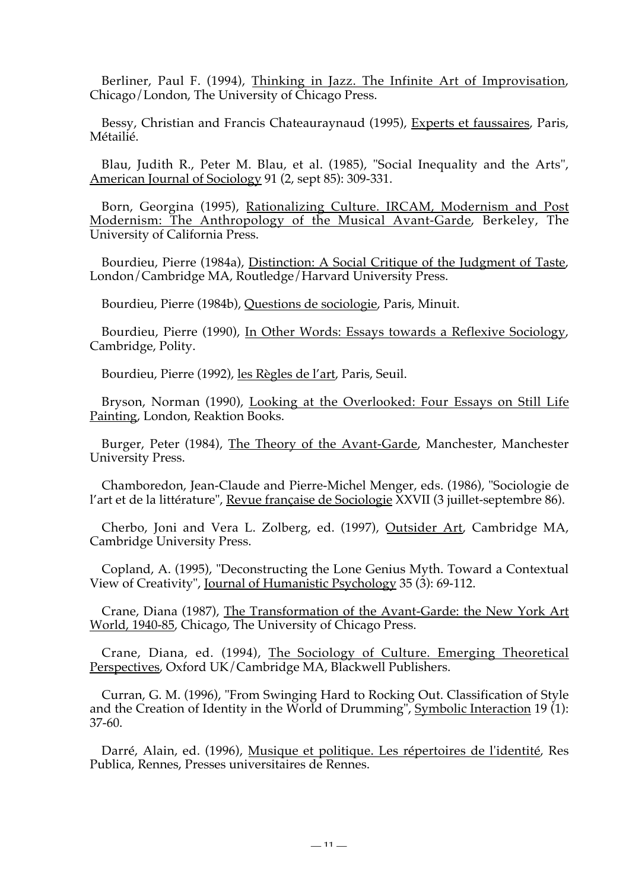Berliner, Paul F. (1994), Thinking in Jazz. The Infinite Art of Improvisation, Chicago/London, The University of Chicago Press.

Bessy, Christian and Francis Chateauraynaud (1995), Experts et faussaires, Paris, Métailié.

Blau, Judith R., Peter M. Blau, et al. (1985), "Social Inequality and the Arts", American Journal of Sociology 91 (2, sept 85): 309-331.

Born, Georgina (1995), Rationalizing Culture. IRCAM, Modernism and Post Modernism: The Anthropology of the Musical Avant-Garde, Berkeley, The University of California Press.

Bourdieu, Pierre (1984a), Distinction: A Social Critique of the Judgment of Taste, London/Cambridge MA, Routledge/Harvard University Press.

Bourdieu, Pierre (1984b), Questions de sociologie, Paris, Minuit.

Bourdieu, Pierre (1990), In Other Words: Essays towards a Reflexive Sociology, Cambridge, Polity.

Bourdieu, Pierre (1992), les Règles de l'art, Paris, Seuil.

Bryson, Norman (1990), Looking at the Overlooked: Four Essays on Still Life Painting, London, Reaktion Books.

Burger, Peter (1984), The Theory of the Avant-Garde, Manchester, Manchester University Press.

Chamboredon, Jean-Claude and Pierre-Michel Menger, eds. (1986), "Sociologie de l'art et de la littérature", Revue française de Sociologie XXVII (3 juillet-septembre 86).

Cherbo, Joni and Vera L. Zolberg, ed. (1997), Outsider Art, Cambridge MA, Cambridge University Press.

Copland, A. (1995), "Deconstructing the Lone Genius Myth. Toward a Contextual View of Creativity", Journal of Humanistic Psychology 35 (3): 69-112.

Crane, Diana (1987), The Transformation of the Avant-Garde: the New York Art World, 1940-85, Chicago, The University of Chicago Press.

Crane, Diana, ed. (1994), The Sociology of Culture. Emerging Theoretical Perspectives, Oxford UK/Cambridge MA, Blackwell Publishers.

Curran, G. M. (1996), "From Swinging Hard to Rocking Out. Classification of Style and the Creation of Identity in the World of Drumming", Symbolic Interaction 19 (1): 37-60.

Darré, Alain, ed. (1996), Musique et politique. Les répertoires de l'identité, Res Publica, Rennes, Presses universitaires de Rennes.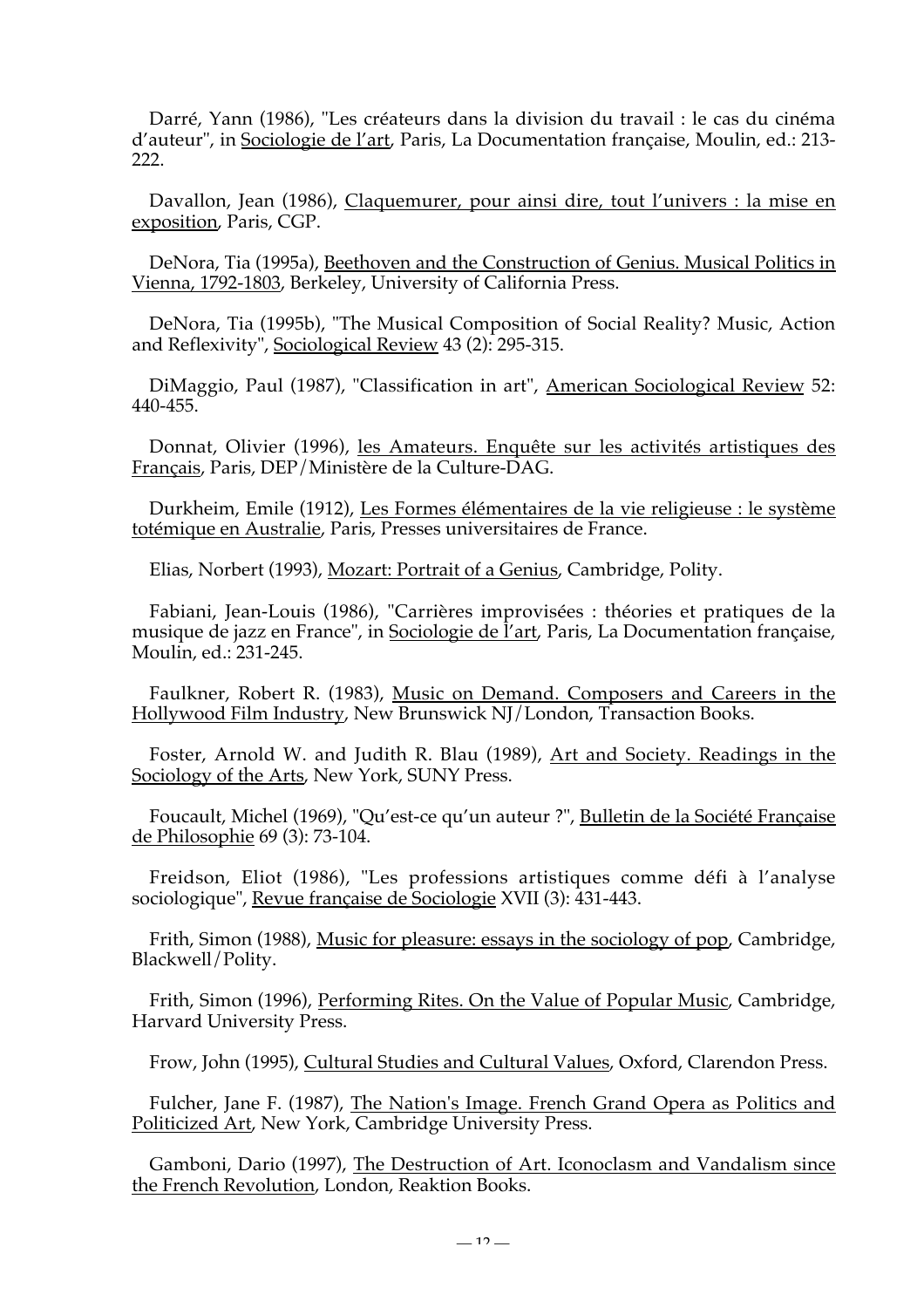Darré, Yann (1986), "Les créateurs dans la division du travail : le cas du cinéma d'auteur", in Sociologie de l'art, Paris, La Documentation française, Moulin, ed.: 213-222.

Davallon, Jean (1986), Claquemurer, pour ainsi dire, tout l'univers : la mise en exposition, Paris, CGP.

DeNora, Tia (1995a), Beethoven and the Construction of Genius. Musical Politics in Vienna, 1792-1803, Berkeley, University of California Press.

DeNora, Tia (1995b), "The Musical Composition of Social Reality? Music, Action and Reflexivity", Sociological Review 43 (2): 295-315.

DiMaggio, Paul (1987), "Classification in art", American Sociological Review 52: 440-455.

Donnat, Olivier (1996), les Amateurs. Enquête sur les activités artistiques des Français, Paris, DEP/Ministère de la Culture-DAG.

Durkheim, Emile (1912), Les Formes élémentaires de la vie religieuse : le système totémique en Australie, Paris, Presses universitaires de France.

Elias, Norbert (1993), Mozart: Portrait of a Genius, Cambridge, Polity.

Fabiani, Jean-Louis (1986), "Carrières improvisées : théories et pratiques de la musique de jazz en France", in Sociologie de l'art, Paris, La Documentation française, Moulin, ed.: 231-245.

Faulkner, Robert R. (1983), Music on Demand. Composers and Careers in the Hollywood Film Industry, New Brunswick NJ/London, Transaction Books.

Foster, Arnold W. and Judith R. Blau (1989), Art and Society. Readings in the Sociology of the Arts, New York, SUNY Press.

Foucault, Michel (1969), "Qu'est-ce qu'un auteur ?", Bulletin de la Société Française de Philosophie 69 (3): 73-104.

Freidson, Eliot (1986), "Les professions artistiques comme défi à l'analyse sociologique", Revue française de Sociologie XVII (3): 431-443.

Frith, Simon (1988), Music for pleasure: essays in the sociology of pop, Cambridge, Blackwell/Polity.

Frith, Simon (1996), Performing Rites. On the Value of Popular Music, Cambridge, Harvard University Press.

Frow, John (1995), Cultural Studies and Cultural Values, Oxford, Clarendon Press.

Fulcher, Jane F. (1987), The Nation's Image. French Grand Opera as Politics and Politicized Art, New York, Cambridge University Press.

Gamboni, Dario (1997), The Destruction of Art. Iconoclasm and Vandalism since the French Revolution, London, Reaktion Books.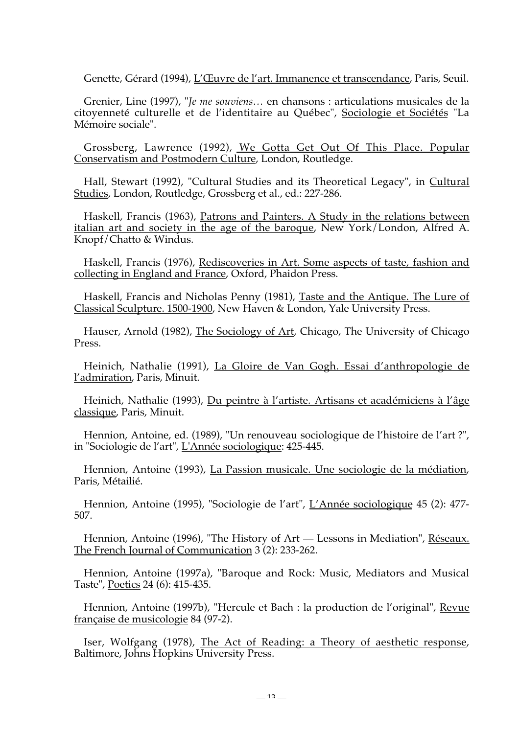Genette, Gérard (1994), L’Œuvre de l’art. Immanence et transcendance, Paris, Seuil.

Grenier, Line (1997), "*Je me souviens…* en chansons : articulations musicales de la citoyenneté culturelle et de l’identitaire au Québec", Sociologie et Sociétés "La Mémoire sociale".

Grossberg, Lawrence (1992), We Gotta Get Out Of This Place. Popular Conservatism and Postmodern Culture, London, Routledge.

Hall, Stewart (1992), "Cultural Studies and its Theoretical Legacy", in Cultural Studies, London, Routledge, Grossberg et al., ed.: 227-286.

Haskell, Francis (1963), Patrons and Painters. A Study in the relations between italian art and society in the age of the baroque, New York/London, Alfred A. Knopf/Chatto & Windus.

Haskell, Francis (1976), Rediscoveries in Art. Some aspects of taste, fashion and collecting in England and France, Oxford, Phaidon Press.

Haskell, Francis and Nicholas Penny (1981), Taste and the Antique. The Lure of Classical Sculpture. 1500-1900, New Haven & London, Yale University Press.

Hauser, Arnold (1982), The Sociology of Art, Chicago, The University of Chicago Press.

Heinich, Nathalie (1991), La Gloire de Van Gogh. Essai d’anthropologie de l’admiration, Paris, Minuit.

Heinich, Nathalie (1993), Du peintre à l’artiste. Artisans et académiciens à l’âge classique, Paris, Minuit.

Hennion, Antoine, ed. (1989), "Un renouveau sociologique de l’histoire de l’art ?", in "Sociologie de l’art", L'Année sociologique: 425-445.

Hennion, Antoine (1993), La Passion musicale. Une sociologie de la médiation, Paris, Métailié.

Hennion, Antoine (1995), "Sociologie de l’art", L’Année sociologique 45 (2): 477-507.

Hennion, Antoine (1996), "The History of Art — Lessons in Mediation", Réseaux. The French Journal of Communication 3 (2): 233-262.

Hennion, Antoine (1997a), "Baroque and Rock: Music, Mediators and Musical Taste", Poetics 24 (6): 415-435.

Hennion, Antoine (1997b), "Hercule et Bach : la production de l’original", Revue française de musicologie 84 (97-2).

Iser, Wolfgang (1978), The Act of Reading: a Theory of aesthetic response, Baltimore, Johns Hopkins University Press.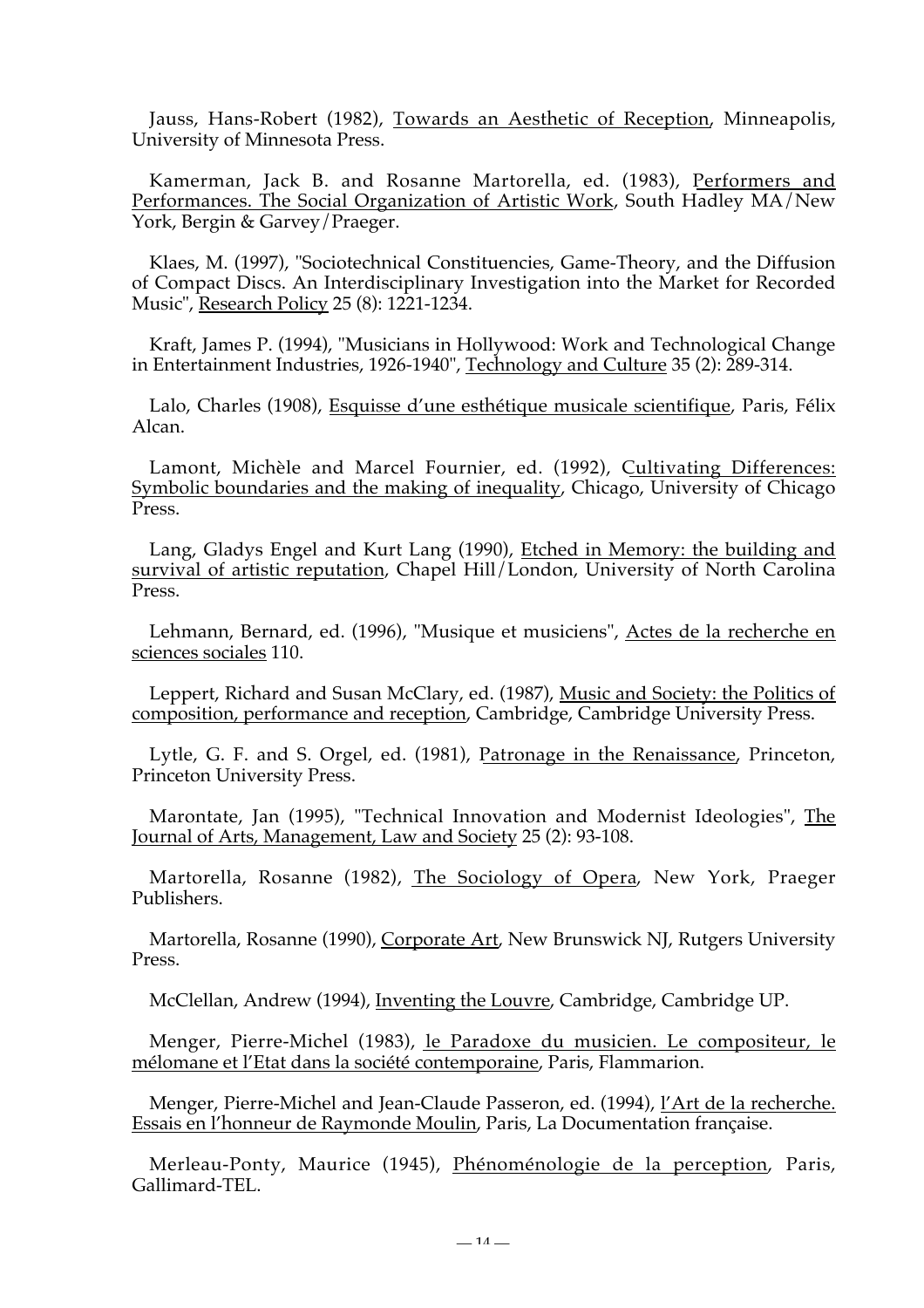Jauss, Hans-Robert (1982), Towards an Aesthetic of Reception, Minneapolis, University of Minnesota Press.

Kamerman, Jack B. and Rosanne Martorella, ed. (1983), Performers and Performances. The Social Organization of Artistic Work, South Hadley MA/New York, Bergin & Garvey/Praeger.

Klaes, M. (1997), "Sociotechnical Constituencies, Game-Theory, and the Diffusion of Compact Discs. An Interdisciplinary Investigation into the Market for Recorded Music", Research Policy 25 (8): 1221-1234.

Kraft, James P. (1994), "Musicians in Hollywood: Work and Technological Change in Entertainment Industries, 1926-1940", Technology and Culture 35 (2): 289-314.

Lalo, Charles (1908), Esquisse d'une esthétique musicale scientifique, Paris, Félix Alcan.

Lamont, Michèle and Marcel Fournier, ed. (1992), Cultivating Differences: Symbolic boundaries and the making of inequality, Chicago, University of Chicago Press.

Lang, Gladys Engel and Kurt Lang (1990), Etched in Memory: the building and survival of artistic reputation, Chapel Hill/London, University of North Carolina Press.

Lehmann, Bernard, ed. (1996), "Musique et musiciens", Actes de la recherche en sciences sociales 110.

Leppert, Richard and Susan McClary, ed. (1987), Music and Society: the Politics of composition, performance and reception, Cambridge, Cambridge University Press.

Lytle, G. F. and S. Orgel, ed. (1981), Patronage in the Renaissance, Princeton, Princeton University Press.

Marontate, Jan (1995), "Technical Innovation and Modernist Ideologies", The Journal of Arts, Management, Law and Society 25 (2): 93-108.

Martorella, Rosanne (1982), The Sociology of Opera, New York, Praeger Publishers.

Martorella, Rosanne (1990), Corporate Art, New Brunswick NJ, Rutgers University Press.

McClellan, Andrew (1994), Inventing the Louvre, Cambridge, Cambridge UP.

Menger, Pierre-Michel (1983), le Paradoxe du musicien. Le compositeur, le mélomane et l'Etat dans la société contemporaine, Paris, Flammarion.

Menger, Pierre-Michel and Jean-Claude Passeron, ed. (1994), l'Art de la recherche. Essais en l'honneur de Raymonde Moulin, Paris, La Documentation française.

Merleau-Ponty, Maurice (1945), Phénoménologie de la perception, Paris, Gallimard-TEL.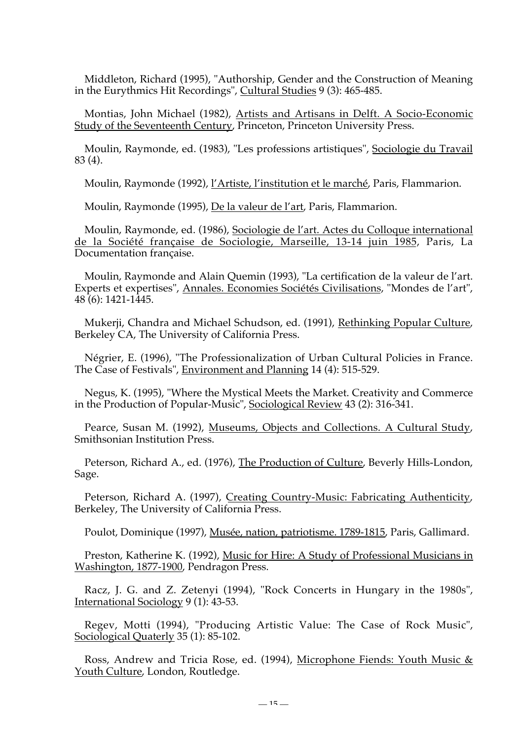Middleton, Richard (1995), "Authorship, Gender and the Construction of Meaning in the Eurythmics Hit Recordings", Cultural Studies 9 (3): 465-485.

Montias, John Michael (1982), Artists and Artisans in Delft. A Socio-Economic Study of the Seventeenth Century, Princeton, Princeton University Press.

Moulin, Raymonde, ed. (1983), "Les professions artistiques", Sociologie du Travail 83 (4).

Moulin, Raymonde (1992), l'Artiste, l'institution et le marché, Paris, Flammarion.

Moulin, Raymonde (1995), De la valeur de l'art, Paris, Flammarion.

Moulin, Raymonde, ed. (1986), Sociologie de l'art. Actes du Colloque international de la Société française de Sociologie, Marseille, 13-14 juin 1985, Paris, La Documentation française.

Moulin, Raymonde and Alain Quemin (1993), "La certification de la valeur de l'art. Experts et expertises", Annales. Economies Sociétés Civilisations, "Mondes de l'art", 48 (6): 1421-1445.

Mukerji, Chandra and Michael Schudson, ed. (1991), Rethinking Popular Culture, Berkeley CA, The University of California Press.

Négrier, E. (1996), "The Professionalization of Urban Cultural Policies in France. The Case of Festivals", Environment and Planning 14 (4): 515-529.

Negus, K. (1995), "Where the Mystical Meets the Market. Creativity and Commerce in the Production of Popular-Music", Sociological Review 43 (2): 316-341.

Pearce, Susan M. (1992), Museums, Objects and Collections. A Cultural Study, Smithsonian Institution Press.

Peterson, Richard A., ed. (1976), The Production of Culture, Beverly Hills-London, Sage.

Peterson, Richard A. (1997), Creating Country-Music: Fabricating Authenticity, Berkeley, The University of California Press.

Poulot, Dominique (1997), Musée, nation, patriotisme. 1789-1815, Paris, Gallimard.

Preston, Katherine K. (1992), Music for Hire: A Study of Professional Musicians in Washington, 1877-1900, Pendragon Press.

Racz, J. G. and Z. Zetenyi (1994), "Rock Concerts in Hungary in the 1980s", International Sociology 9 (1): 43-53.

Regev, Motti (1994), "Producing Artistic Value: The Case of Rock Music", Sociological Quaterly 35 (1): 85-102.

Ross, Andrew and Tricia Rose, ed. (1994), Microphone Fiends: Youth Music & Youth Culture, London, Routledge.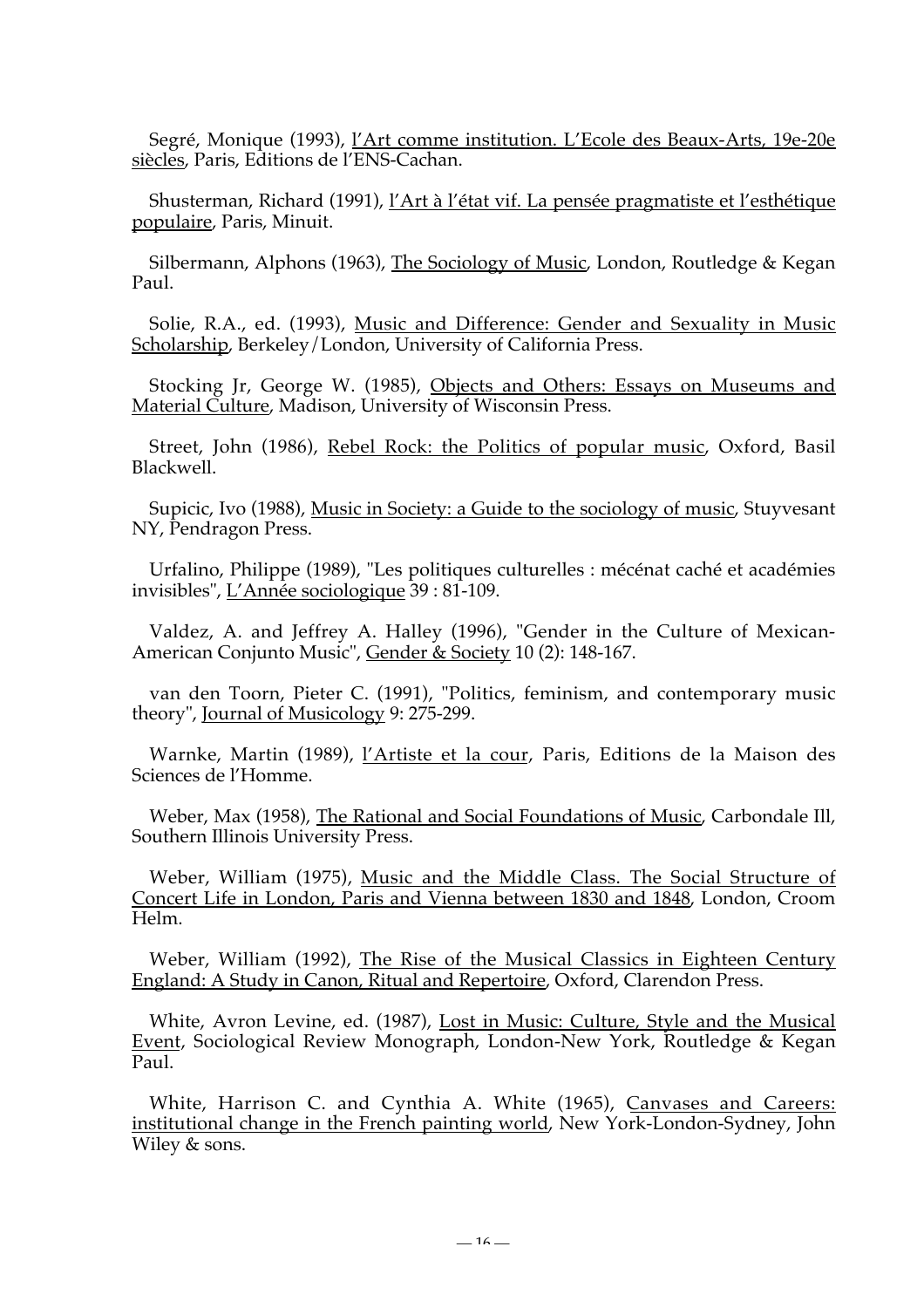Segré, Monique (1993), l'Art comme institution. L'Ecole des Beaux-Arts, 19e-20e siècles, Paris, Editions de l'ENS-Cachan.

Shusterman, Richard (1991), l'Art à l'état vif. La pensée pragmatiste et l'esthétique populaire, Paris, Minuit.

Silbermann, Alphons (1963), The Sociology of Music, London, Routledge & Kegan Paul.

Solie, R.A., ed. (1993), Music and Difference: Gender and Sexuality in Music Scholarship, Berkeley/London, University of California Press.

Stocking Jr, George W. (1985), Objects and Others: Essays on Museums and Material Culture, Madison, University of Wisconsin Press.

Street, John (1986), Rebel Rock: the Politics of popular music, Oxford, Basil Blackwell.

Supicic, Ivo (1988), Music in Society: a Guide to the sociology of music, Stuyvesant NY, Pendragon Press.

Urfalino, Philippe (1989), "Les politiques culturelles : mécénat caché et académies invisibles", L'Année sociologique 39 : 81-109.

Valdez, A. and Jeffrey A. Halley (1996), "Gender in the Culture of Mexican-American Conjunto Music", Gender & Society 10 (2): 148-167.

van den Toorn, Pieter C. (1991), "Politics, feminism, and contemporary music theory", Journal of Musicology 9: 275-299.

Warnke, Martin (1989), l'Artiste et la cour, Paris, Editions de la Maison des Sciences de l'Homme.

Weber, Max (1958), The Rational and Social Foundations of Music, Carbondale Ill, Southern Illinois University Press.

Weber, William (1975), Music and the Middle Class. The Social Structure of Concert Life in London, Paris and Vienna between 1830 and 1848, London, Croom Helm.

Weber, William (1992), The Rise of the Musical Classics in Eighteen Century England: A Study in Canon, Ritual and Repertoire, Oxford, Clarendon Press.

White, Avron Levine, ed. (1987), Lost in Music: Culture, Style and the Musical Event, Sociological Review Monograph, London-New York, Routledge & Kegan Paul.

White, Harrison C. and Cynthia A. White (1965), Canvases and Careers: institutional change in the French painting world, New York-London-Sydney, John Wiley & sons.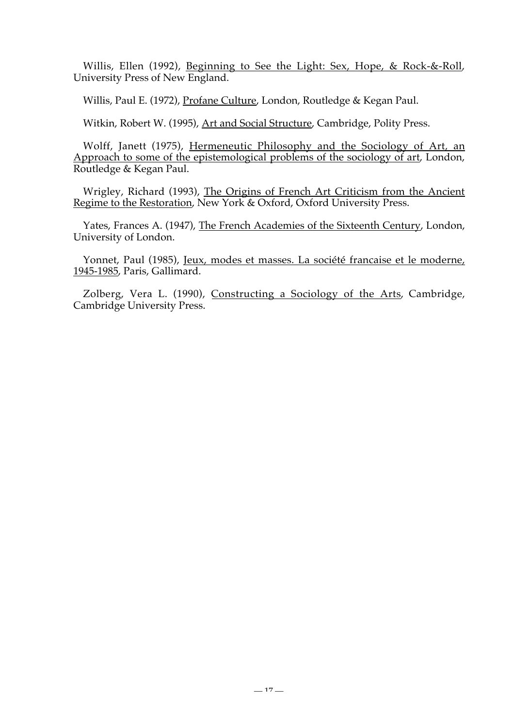Willis, Ellen (1992), Beginning to See the Light: Sex, Hope, & Rock-&-Roll, University Press of New England.

Willis, Paul E. (1972), Profane Culture, London, Routledge & Kegan Paul.

Witkin, Robert W. (1995), Art and Social Structure, Cambridge, Polity Press.

Wolff, Janett (1975), Hermeneutic Philosophy and the Sociology of Art, an Approach to some of the epistemological problems of the sociology of art, London, Routledge & Kegan Paul.

Wrigley, Richard (1993), The Origins of French Art Criticism from the Ancient Regime to the Restoration, New York & Oxford, Oxford University Press.

Yates, Frances A. (1947), The French Academies of the Sixteenth Century, London, University of London.

Yonnet, Paul (1985), Jeux, modes et masses. La société francaise et le moderne, 1945-1985, Paris, Gallimard.

Zolberg, Vera L. (1990), Constructing a Sociology of the Arts, Cambridge, Cambridge University Press.